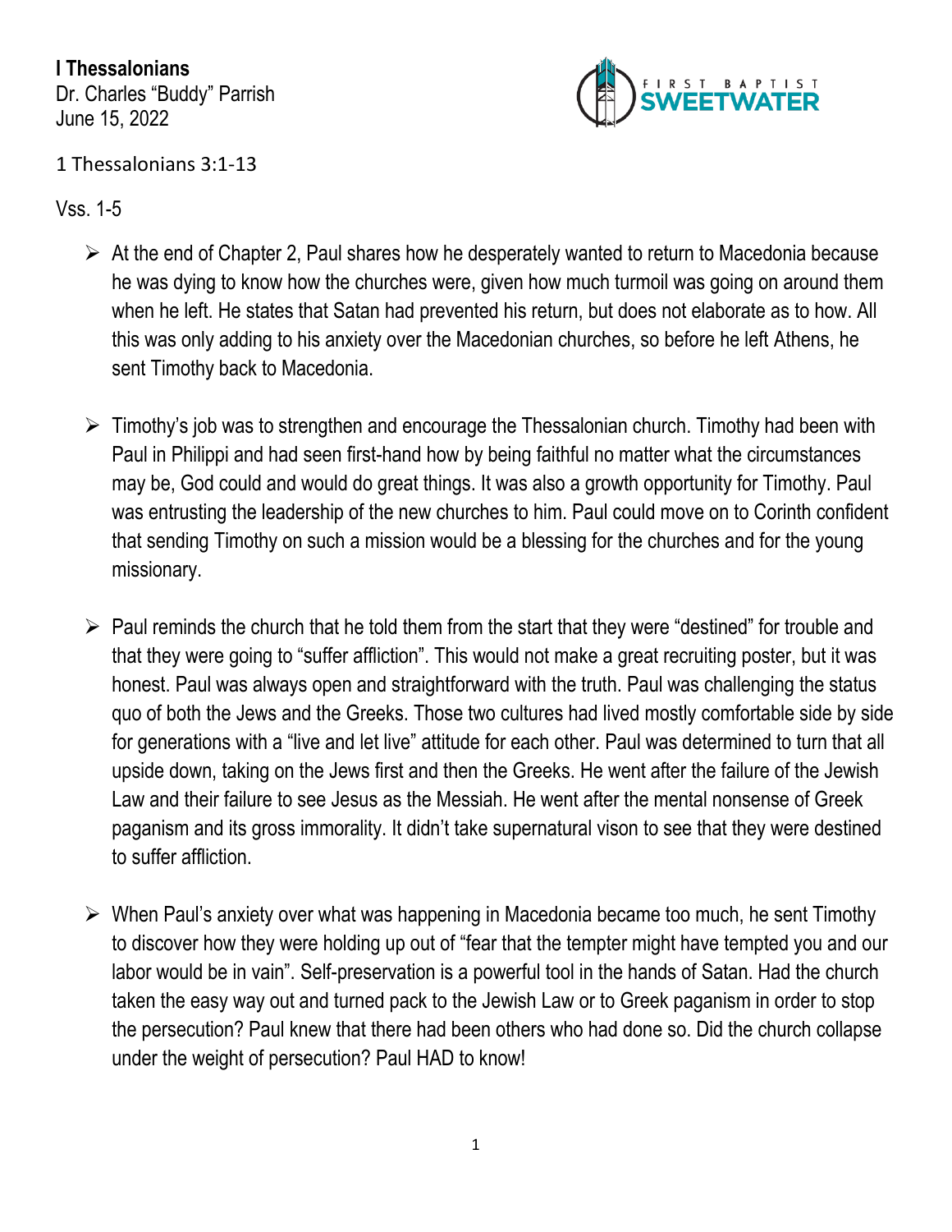**I Thessalonians**
Dr. Charles "Buddy" Parrish
June 15, 2022

1 Thessalonians 3:1-13

Vss. 1-5

- At the end of Chapter 2, Paul shares how he desperately wanted to return to Macedonia because he was dying to know how the churches were, given how much turmoil was going on around them when he left. He states that Satan had prevented his return, but does not elaborate as to how. All this was only adding to his anxiety over the Macedonian churches, so before he left Athens, he sent Timothy back to Macedonia.

- Timothy's job was to strengthen and encourage the Thessalonian church. Timothy had been with Paul in Philippi and had seen first-hand how by being faithful no matter what the circumstances may be, God could and would do great things. It was also a growth opportunity for Timothy. Paul was entrusting the leadership of the new churches to him. Paul could move on to Corinth confident that sending Timothy on such a mission would be a blessing for the churches and for the young missionary.

- Paul reminds the church that he told them from the start that they were "destined" for trouble and that they were going to "suffer affliction". This would not make a great recruiting poster, but it was honest. Paul was always open and straightforward with the truth. Paul was challenging the status quo of both the Jews and the Greeks. Those two cultures had lived mostly comfortable side by side for generations with a "live and let live" attitude for each other. Paul was determined to turn that all upside down, taking on the Jews first and then the Greeks. He went after the failure of the Jewish Law and their failure to see Jesus as the Messiah. He went after the mental nonsense of Greek paganism and its gross immorality. It didn't take supernatural vison to see that they were destined to suffer affliction.

- When Paul's anxiety over what was happening in Macedonia became too much, he sent Timothy to discover how they were holding up out of "fear that the tempter might have tempted you and our labor would be in vain". Self-preservation is a powerful tool in the hands of Satan. Had the church taken the easy way out and turned pack to the Jewish Law or to Greek paganism in order to stop the persecution? Paul knew that there had been others who had done so. Did the church collapse under the weight of persecution? Paul HAD to know!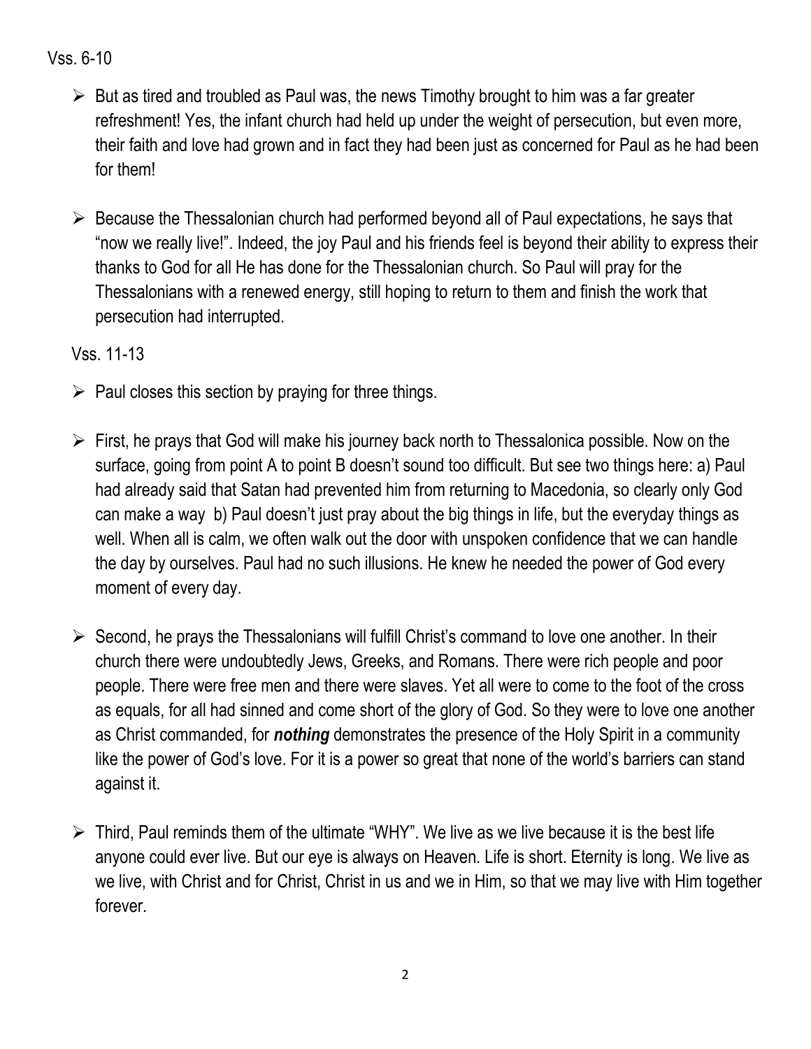Vss. 6-10

- But as tired and troubled as Paul was, the news Timothy brought to him was a far greater refreshment! Yes, the infant church had held up under the weight of persecution, but even more, their faith and love had grown and in fact they had been just as concerned for Paul as he had been for them!

- Because the Thessalonian church had performed beyond all of Paul expectations, he says that "now we really live!". Indeed, the joy Paul and his friends feel is beyond their ability to express their thanks to God for all He has done for the Thessalonian church. So Paul will pray for the Thessalonians with a renewed energy, still hoping to return to them and finish the work that persecution had interrupted.

Vss. 11-13

- Paul closes this section by praying for three things.

- First, he prays that God will make his journey back north to Thessalonica possible. Now on the surface, going from point A to point B doesn't sound too difficult. But see two things here: a) Paul had already said that Satan had prevented him from returning to Macedonia, so clearly only God can make a way b) Paul doesn't just pray about the big things in life, but the everyday things as well. When all is calm, we often walk out the door with unspoken confidence that we can handle the day by ourselves. Paul had no such illusions. He knew he needed the power of God every moment of every day.

- Second, he prays the Thessalonians will fulfill Christ's command to love one another. In their church there were undoubtedly Jews, Greeks, and Romans. There were rich people and poor people. There were free men and there were slaves. Yet all were to come to the foot of the cross as equals, for all had sinned and come short of the glory of God. So they were to love one another as Christ commanded, for ***nothing*** demonstrates the presence of the Holy Spirit in a community like the power of God's love. For it is a power so great that none of the world's barriers can stand against it.

- Third, Paul reminds them of the ultimate "WHY". We live as we live because it is the best life anyone could ever live. But our eye is always on Heaven. Life is short. Eternity is long. We live as we live, with Christ and for Christ, Christ in us and we in Him, so that we may live with Him together forever.